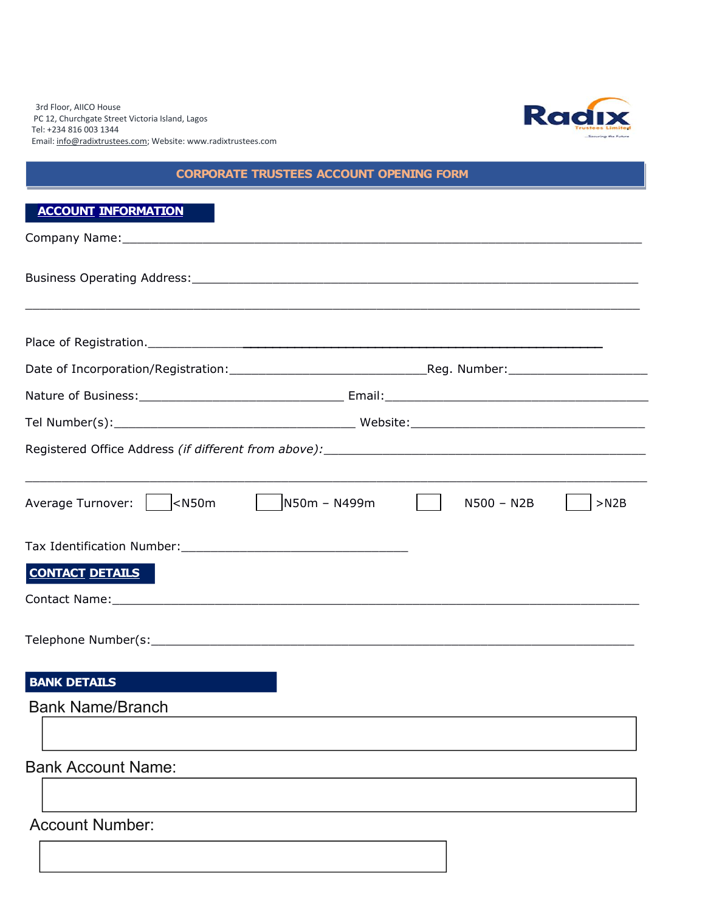3rd Floor, AIICO House
PC 12, Churchgate Street Victoria Island, Lagos
Tel: +234 816 003 1344
Email: info@radixtrustees.com; Website: www.radixtrustees.com

Radix Trustees Limited
...Securing the Future

# CORPORATE TRUSTEES ACCOUNT OPENING FORM

## ACCOUNT INFORMATION

Company Name:____________________________________________________________________

Business Operating Address:_______________________________________________________

__________________________________________________________________________________

Place of Registration.____________________________________________________________

Date of Incorporation/Registration:____________________________Reg. Number:___________________

Nature of Business:_____________________________ Email:____________________________________

Tel Number(s):__________________________________ Website:__________________________________

Registered Office Address *(if different from above)*:_____________________________________

__________________________________________________________________________________

Average Turnover: ☐ <N50m ☐ N50m – N499m ☐ N500 – N2B ☐ >N2B

Tax Identification Number:________________________________

## CONTACT DETAILS

Contact Name:____________________________________________________________________

Telephone Number(s:______________________________________________________________

## BANK DETAILS

Bank Name/Branch

[ ]

Bank Account Name:

[ ]

Account Number:

[ ]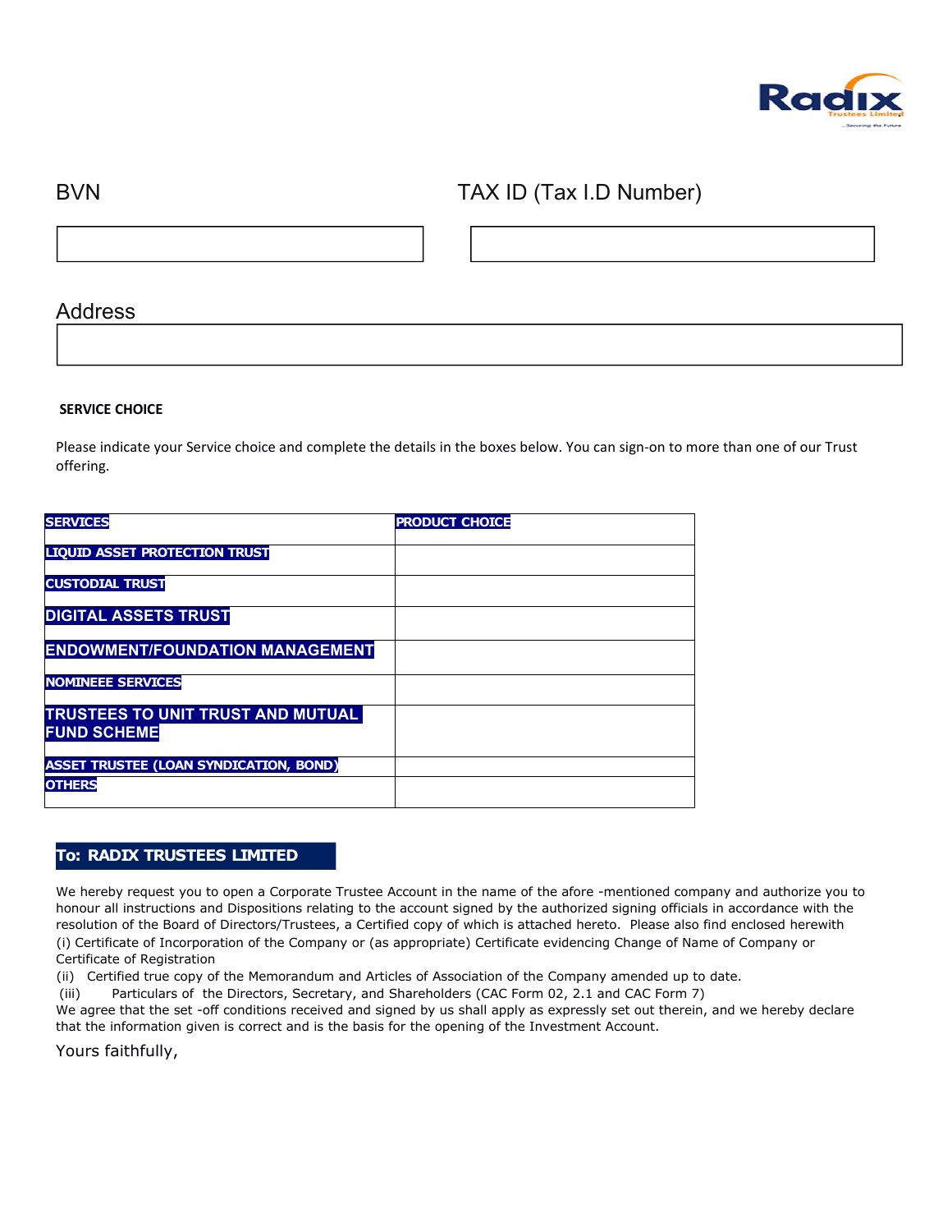| BVN | TAX ID (Tax I.D Number) |
| --- | --- |
| | |

Address

| |
| --- |
| |

**SERVICE CHOICE**

Please indicate your Service choice and complete the details in the boxes below. You can sign-on to more than one of our Trust offering.

| SERVICES | PRODUCT CHOICE |
| --- | --- |
| LIQUID ASSET PROTECTION TRUST | |
| CUSTODIAL TRUST | |
| DIGITAL ASSETS TRUST | |
| ENDOWMENT/FOUNDATION MANAGEMENT | |
| NOMINEEE SERVICES | |
| TRUSTEES TO UNIT TRUST AND MUTUAL FUND SCHEME | |
| ASSET TRUSTEE (LOAN SYNDICATION, BOND) | |
| OTHERS | |

**To: RADIX TRUSTEES LIMITED**

We hereby request you to open a Corporate Trustee Account in the name of the afore -mentioned company and authorize you to honour all instructions and Dispositions relating to the account signed by the authorized signing officials in accordance with the resolution of the Board of Directors/Trustees, a Certified copy of which is attached hereto. Please also find enclosed herewith

(i) Certificate of Incorporation of the Company or (as appropriate) Certificate evidencing Change of Name of Company or Certificate of Registration

(ii) Certified true copy of the Memorandum and Articles of Association of the Company amended up to date.

(iii) Particulars of the Directors, Secretary, and Shareholders (CAC Form 02, 2.1 and CAC Form 7)

We agree that the set -off conditions received and signed by us shall apply as expressly set out therein, and we hereby declare that the information given is correct and is the basis for the opening of the Investment Account.

Yours faithfully,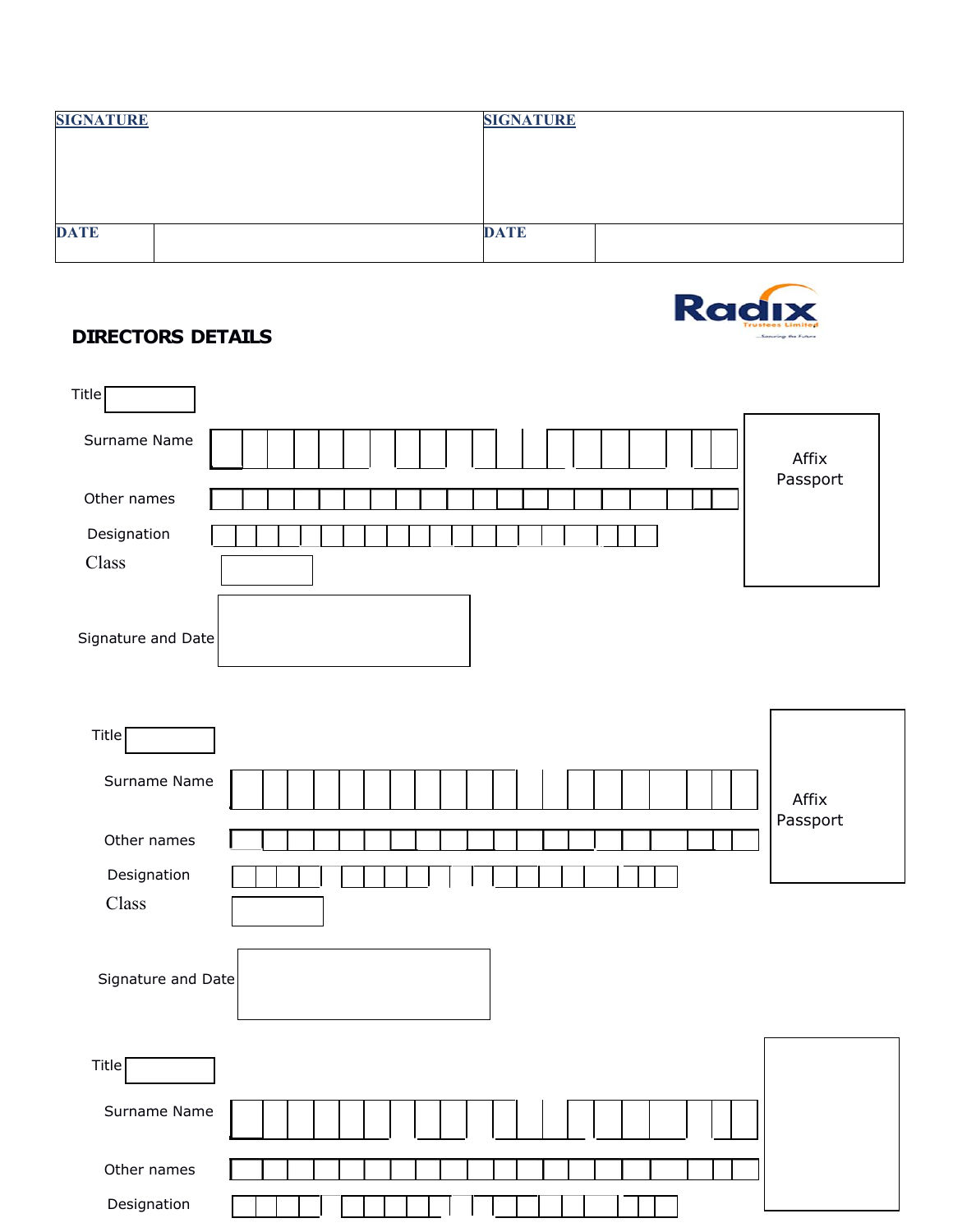| SIGNATURE | | SIGNATURE | |
|---|---|---|---|
| | | | |
| DATE | | DATE | |

Radix Trustees Limited

## DIRECTORS DETAILS

Title

Surname Name

Other names

Designation

Class

Signature and Date

Affix Passport

Title

Surname Name

Other names

Designation

Class

Signature and Date

Affix Passport

Title

Surname Name

Other names

Designation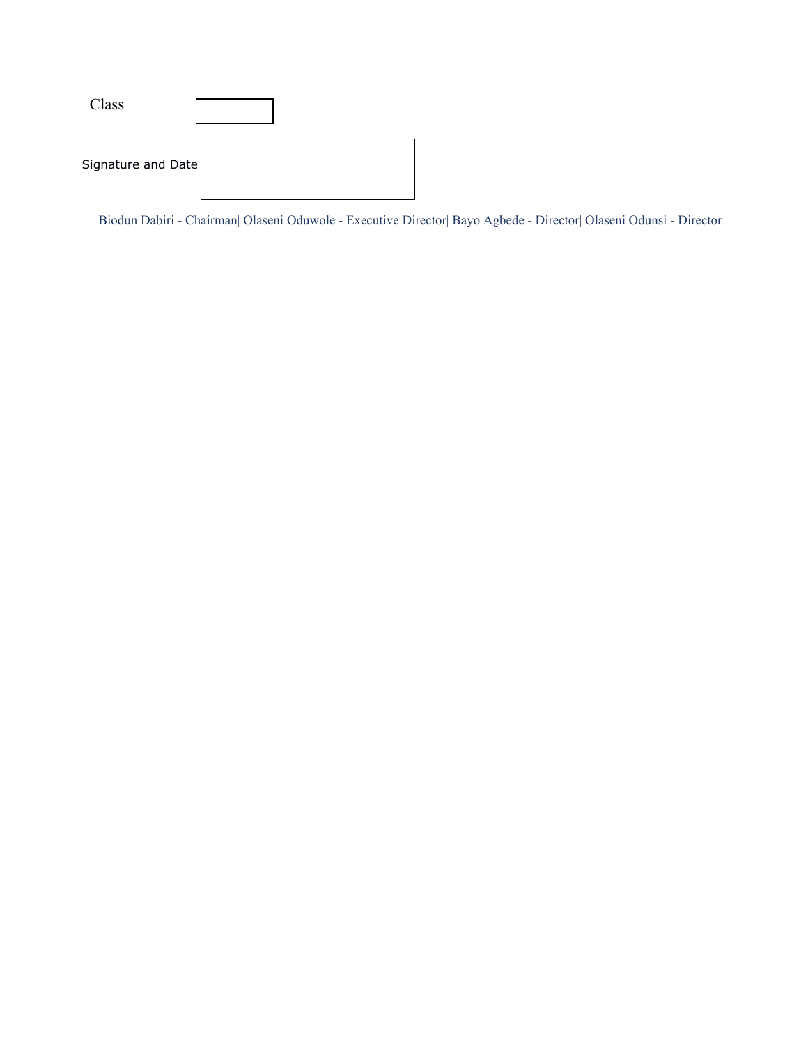Class

Signature and Date

Biodun Dabiri - Chairman| Olaseni Oduwole - Executive Director| Bayo Agbede - Director| Olaseni Odunsi - Director